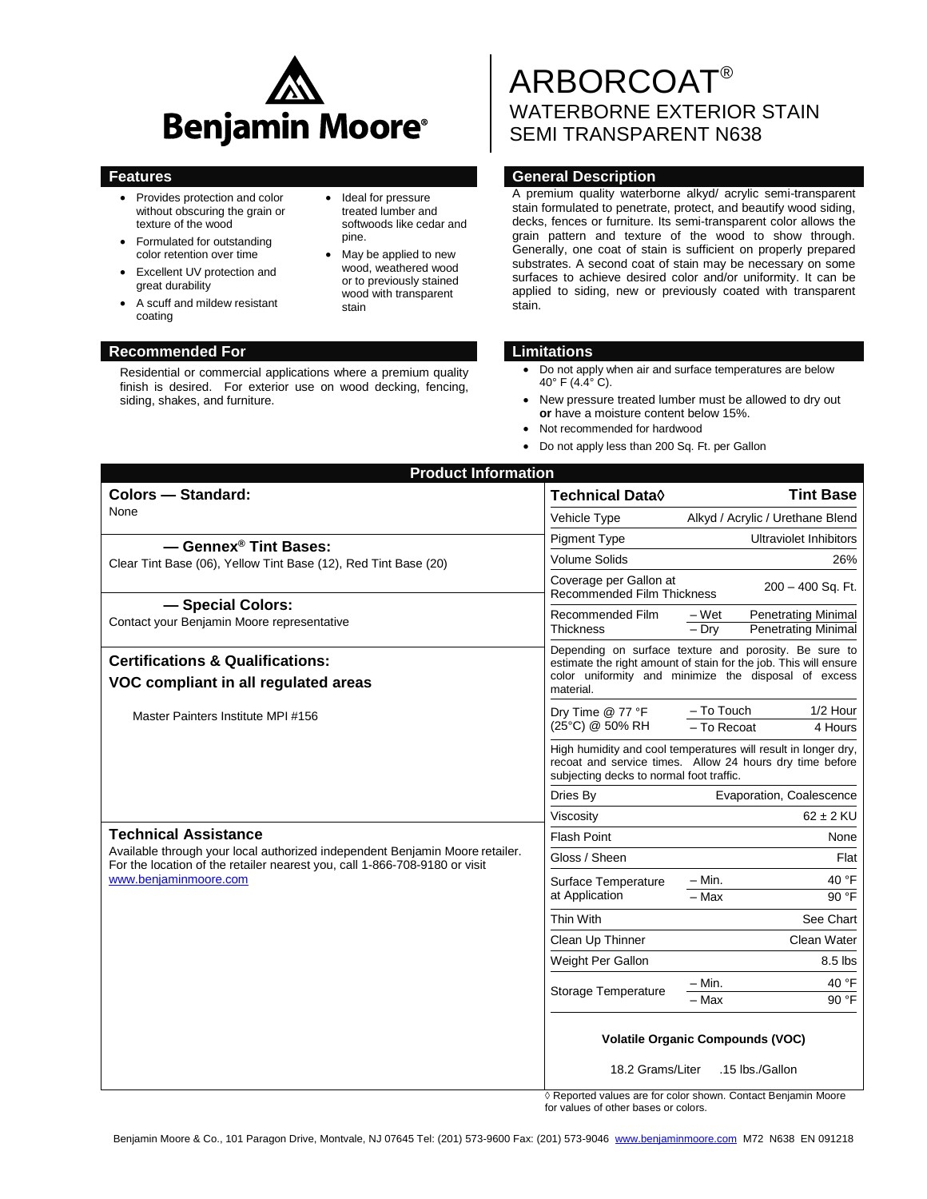Benjamin Moore®

# ARBORCOAT®

## WATERBORNE EXTERIOR STAIN SEMI TRANSPARENT N638

## Features

- Provides protection and color without obscuring the grain or texture of the wood
- Formulated for outstanding color retention over time
- Excellent UV protection and great durability
- A scuff and mildew resistant coating
- Ideal for pressure treated lumber and softwoods like cedar and pine.
- May be applied to new wood, weathered wood or to previously stained wood with transparent stain

## General Description

A premium quality waterborne alkyd/ acrylic semi-transparent stain formulated to penetrate, protect, and beautify wood siding, decks, fences or furniture. Its semi-transparent color allows the grain pattern and texture of the wood to show through. Generally, one coat of stain is sufficient on properly prepared substrates. A second coat of stain may be necessary on some surfaces to achieve desired color and/or uniformity. It can be applied to siding, new or previously coated with transparent stain.

## Recommended For

Residential or commercial applications where a premium quality finish is desired. For exterior use on wood decking, fencing, siding, shakes, and furniture.

## Limitations

- Do not apply when air and surface temperatures are below 40° F (4.4° C).
- New pressure treated lumber must be allowed to dry out **or** have a moisture content below 15%.
- Not recommended for hardwood
- Do not apply less than 200 Sq. Ft. per Gallon

## Product Information

### Colors — Standard:

None

### — Gennex® Tint Bases:

Clear Tint Base (06), Yellow Tint Base (12), Red Tint Base (20)

### — Special Colors:

Contact your Benjamin Moore representative

### Certifications & Qualifications:

### VOC compliant in all regulated areas

Master Painters Institute MPI #156

### Technical Assistance

Available through your local authorized independent Benjamin Moore retailer. For the location of the retailer nearest you, call 1-866-708-9180 or visit www.benjaminmoore.com

| Technical Data◊ | | Tint Base |
|---|---|---|
| Vehicle Type | | Alkyd / Acrylic / Urethane Blend |
| Pigment Type | | Ultraviolet Inhibitors |
| Volume Solids | | 26% |
| Coverage per Gallon at Recommended Film Thickness | | 200 – 400 Sq. Ft. |
| Recommended Film Thickness | – Wet | Penetrating Minimal |
| | – Dry | Penetrating Minimal |
| Depending on surface texture and porosity. Be sure to estimate the right amount of stain for the job. This will ensure color uniformity and minimize the disposal of excess material. | | |
| Dry Time @ 77 °F (25°C) @ 50% RH | – To Touch | 1/2 Hour |
| | – To Recoat | 4 Hours |
| High humidity and cool temperatures will result in longer dry, recoat and service times. Allow 24 hours dry time before subjecting decks to normal foot traffic. | | |
| Dries By | | Evaporation, Coalescence |
| Viscosity | | 62 ± 2 KU |
| Flash Point | | None |
| Gloss / Sheen | | Flat |
| Surface Temperature at Application | – Min. | 40 °F |
| | – Max | 90 °F |
| Thin With | | See Chart |
| Clean Up Thinner | | Clean Water |
| Weight Per Gallon | | 8.5 lbs |
| Storage Temperature | – Min. | 40 °F |
| | – Max | 90 °F |

**Volatile Organic Compounds (VOC)**

18.2 Grams/Liter .15 lbs./Gallon

◊ Reported values are for color shown. Contact Benjamin Moore for values of other bases or colors.

Benjamin Moore & Co., 101 Paragon Drive, Montvale, NJ 07645 Tel: (201) 573-9600 Fax: (201) 573-9046 www.benjaminmoore.com M72 N638 EN 091218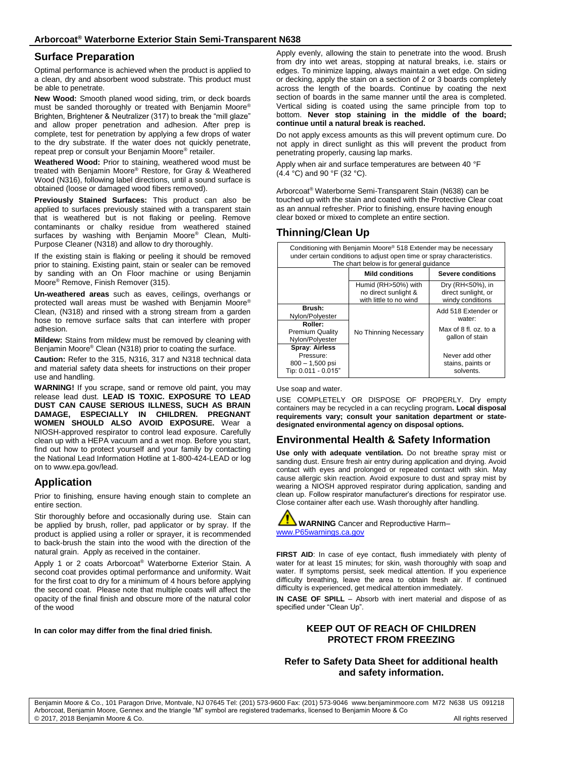## Surface Preparation

Optimal performance is achieved when the product is applied to a clean, dry and absorbent wood substrate. This product must be able to penetrate.

**New Wood:** Smooth planed wood siding, trim, or deck boards must be sanded thoroughly or treated with Benjamin Moore® Brighten, Brightener & Neutralizer (317) to break the "mill glaze" and allow proper penetration and adhesion. After prep is complete, test for penetration by applying a few drops of water to the dry substrate. If the water does not quickly penetrate, repeat prep or consult your Benjamin Moore® retailer.

**Weathered Wood:** Prior to staining, weathered wood must be treated with Benjamin Moore® Restore, for Gray & Weathered Wood (N316), following label directions, until a sound surface is obtained (loose or damaged wood fibers removed).

**Previously Stained Surfaces:** This product can also be applied to surfaces previously stained with a transparent stain that is weathered but is not flaking or peeling. Remove contaminants or chalky residue from weathered stained surfaces by washing with Benjamin Moore® Clean, Multi-Purpose Cleaner (N318) and allow to dry thoroughly.

If the existing stain is flaking or peeling it should be removed prior to staining. Existing paint, stain or sealer can be removed by sanding with an On Floor machine or using Benjamin Moore® Remove, Finish Remover (315).

**Un-weathered areas** such as eaves, ceilings, overhangs or protected wall areas must be washed with Benjamin Moore® Clean, (N318) and rinsed with a strong stream from a garden hose to remove surface salts that can interfere with proper adhesion.

**Mildew:** Stains from mildew must be removed by cleaning with Benjamin Moore® Clean (N318) prior to coating the surface.

**Caution:** Refer to the 315, N316, 317 and N318 technical data and material safety data sheets for instructions on their proper use and handling.

**WARNING!** If you scrape, sand or remove old paint, you may release lead dust. **LEAD IS TOXIC. EXPOSURE TO LEAD DUST CAN CAUSE SERIOUS ILLNESS, SUCH AS BRAIN DAMAGE, ESPECIALLY IN CHILDREN. PREGNANT WOMEN SHOULD ALSO AVOID EXPOSURE.** Wear a NIOSH-approved respirator to control lead exposure. Carefully clean up with a HEPA vacuum and a wet mop. Before you start, find out how to protect yourself and your family by contacting the National Lead Information Hotline at 1-800-424-LEAD or log on to www.epa.gov/lead.

## Application

Prior to finishing, ensure having enough stain to complete an entire section.

Stir thoroughly before and occasionally during use. Stain can be applied by brush, roller, pad applicator or by spray. If the product is applied using a roller or sprayer, it is recommended to back-brush the stain into the wood with the direction of the natural grain. Apply as received in the container.

Apply 1 or 2 coats Arborcoat® Waterborne Exterior Stain. A second coat provides optimal performance and uniformity. Wait for the first coat to dry for a minimum of 4 hours before applying the second coat. Please note that multiple coats will affect the opacity of the final finish and obscure more of the natural color of the wood

**In can color may differ from the final dried finish.**

Apply evenly, allowing the stain to penetrate into the wood. Brush from dry into wet areas, stopping at natural breaks, i.e. stairs or edges. To minimize lapping, always maintain a wet edge. On siding or decking, apply the stain on a section of 2 or 3 boards completely across the length of the boards. Continue by coating the next section of boards in the same manner until the area is completed. Vertical siding is coated using the same principle from top to bottom. **Never stop staining in the middle of the board; continue until a natural break is reached.**

Do not apply excess amounts as this will prevent optimum cure. Do not apply in direct sunlight as this will prevent the product from penetrating properly, causing lap marks.

Apply when air and surface temperatures are between 40 °F (4.4 °C) and 90 °F (32 °C).

Arborcoat® Waterborne Semi-Transparent Stain (N638) can be touched up with the stain and coated with the Protective Clear coat as an annual refresher. Prior to finishing, ensure having enough clear boxed or mixed to complete an entire section.

## Thinning/Clean Up

Conditioning with Benjamin Moore® 518 Extender may be necessary under certain conditions to adjust open time or spray characteristics. The chart below is for general guidance

| | **Mild conditions** | **Severe conditions** |
|---|---|---|
| | Humid (RH>50%) with no direct sunlight & with little to no wind | Dry (RH<50%), in direct sunlight, or windy conditions |
| **Brush:** Nylon/Polyester<br>**Roller:** Premium Quality Nylon/Polyester<br>**Spray**: **Airless** Pressure: 800 – 1,500 psi Tip: 0.011 - 0.015" | No Thinning Necessary | Add 518 Extender or water:<br>Max of 8 fl. oz. to a gallon of stain<br>Never add other stains, paints or solvents. |

Use soap and water.

USE COMPLETELY OR DISPOSE OF PROPERLY. Dry empty containers may be recycled in a can recycling program**. Local disposal requirements vary; consult your sanitation department or state-designated environmental agency on disposal options.**

## Environmental Health & Safety Information

**Use only with adequate ventilation.** Do not breathe spray mist or sanding dust. Ensure fresh air entry during application and drying. Avoid contact with eyes and prolonged or repeated contact with skin. May cause allergic skin reaction. Avoid exposure to dust and spray mist by wearing a NIOSH approved respirator during application, sanding and clean up. Follow respirator manufacturer's directions for respirator use. Close container after each use. Wash thoroughly after handling.

**WARNING** Cancer and Reproductive Harm– www.P65warnings.ca.gov

**FIRST AID**: In case of eye contact, flush immediately with plenty of water for at least 15 minutes; for skin, wash thoroughly with soap and water. If symptoms persist, seek medical attention. If you experience difficulty breathing, leave the area to obtain fresh air. If continued difficulty is experienced, get medical attention immediately.

**IN CASE OF SPILL** – Absorb with inert material and dispose of as specified under "Clean Up".

**KEEP OUT OF REACH OF CHILDREN**
**PROTECT FROM FREEZING**

**Refer to Safety Data Sheet for additional health and safety information.**

Benjamin Moore & Co., 101 Paragon Drive, Montvale, NJ 07645 Tel: (201) 573-9600 Fax: (201) 573-9046 www.benjaminmoore.com M72 N638 US 091218
Arborcoat, Benjamin Moore, Gennex and the triangle "M" symbol are registered trademarks, licensed to Benjamin Moore & Co
© 2017, 2018 Benjamin Moore & Co. All rights reserved